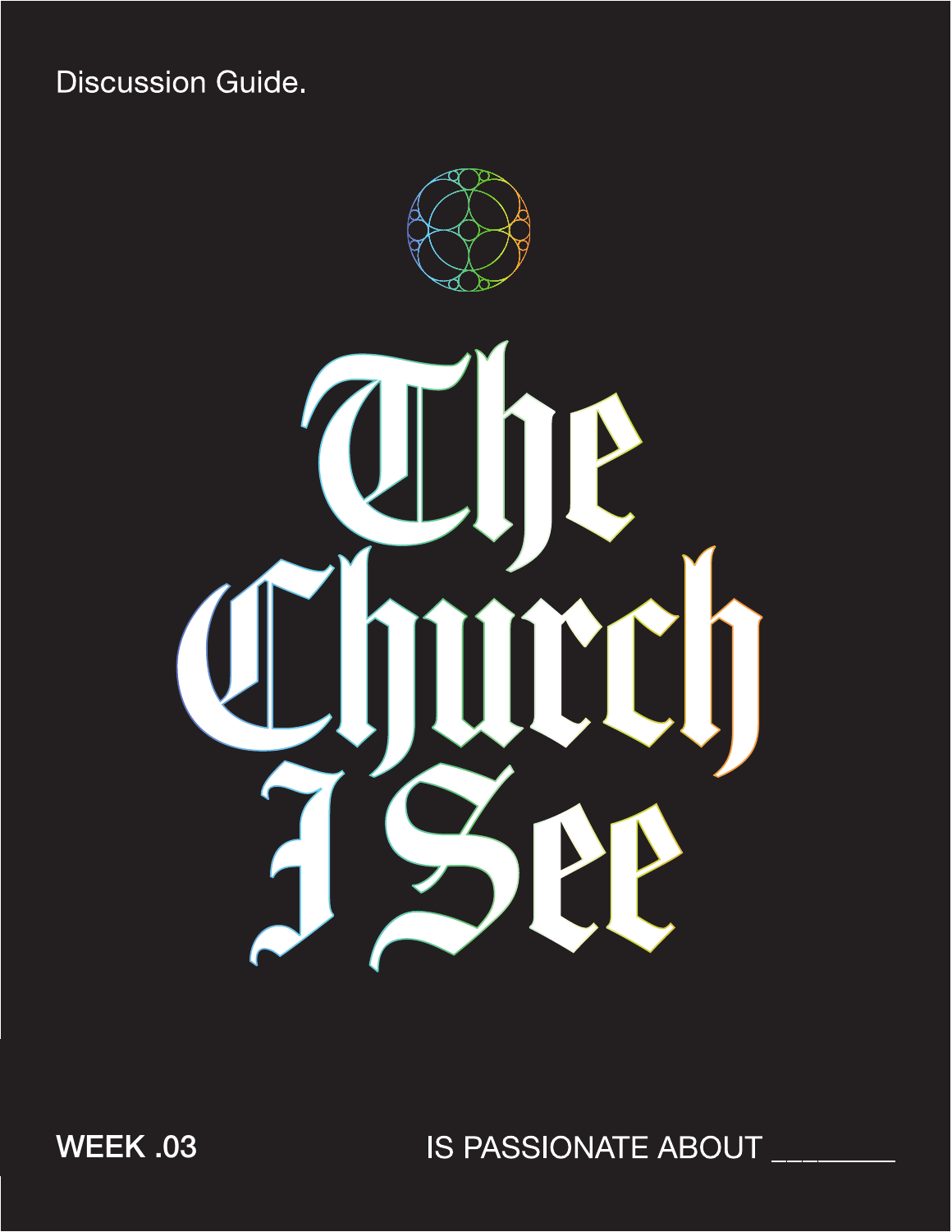Discussion Guide.

# The Church I See

WEEK .03

IS PASSIONATE ABOUT ________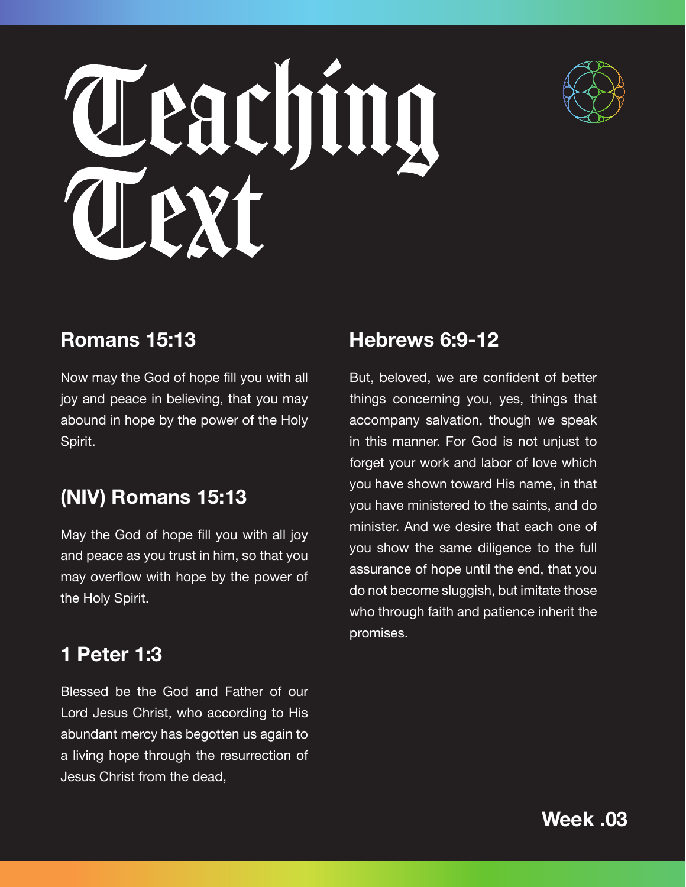# Teaching Text

## Romans 15:13

Now may the God of hope fill you with all joy and peace in believing, that you may abound in hope by the power of the Holy Spirit.

## (NIV) Romans 15:13

May the God of hope fill you with all joy and peace as you trust in him, so that you may overflow with hope by the power of the Holy Spirit.

## 1 Peter 1:3

Blessed be the God and Father of our Lord Jesus Christ, who according to His abundant mercy has begotten us again to a living hope through the resurrection of Jesus Christ from the dead,

## Hebrews 6:9-12

But, beloved, we are confident of better things concerning you, yes, things that accompany salvation, though we speak in this manner. For God is not unjust to forget your work and labor of love which you have shown toward His name, in that you have ministered to the saints, and do minister. And we desire that each one of you show the same diligence to the full assurance of hope until the end, that you do not become sluggish, but imitate those who through faith and patience inherit the promises.

**Week .03**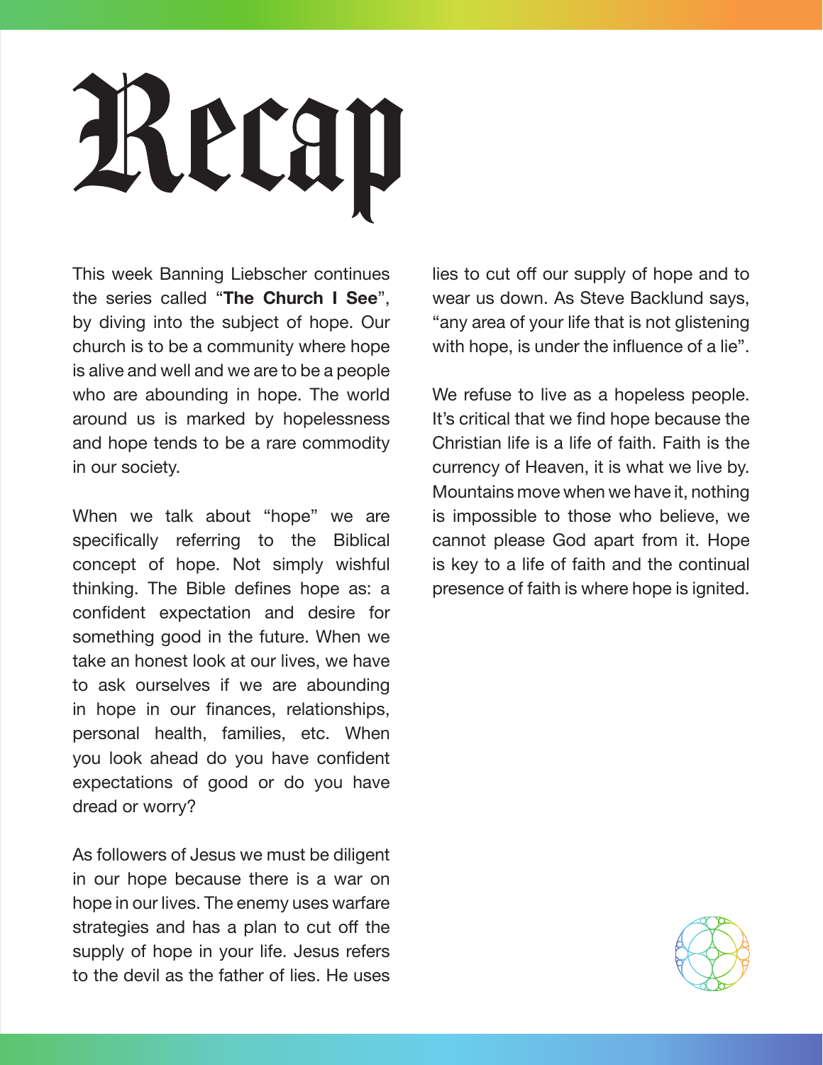# Recap

This week Banning Liebscher continues the series called "**The Church I See**", by diving into the subject of hope. Our church is to be a community where hope is alive and well and we are to be a people who are abounding in hope. The world around us is marked by hopelessness and hope tends to be a rare commodity in our society.

When we talk about "hope" we are specifically referring to the Biblical concept of hope. Not simply wishful thinking. The Bible defines hope as: a confident expectation and desire for something good in the future. When we take an honest look at our lives, we have to ask ourselves if we are abounding in hope in our finances, relationships, personal health, families, etc. When you look ahead do you have confident expectations of good or do you have dread or worry?

As followers of Jesus we must be diligent in our hope because there is a war on hope in our lives. The enemy uses warfare strategies and has a plan to cut off the supply of hope in your life. Jesus refers to the devil as the father of lies. He uses lies to cut off our supply of hope and to wear us down. As Steve Backlund says, "any area of your life that is not glistening with hope, is under the influence of a lie".

We refuse to live as a hopeless people. It's critical that we find hope because the Christian life is a life of faith. Faith is the currency of Heaven, it is what we live by. Mountains move when we have it, nothing is impossible to those who believe, we cannot please God apart from it. Hope is key to a life of faith and the continual presence of faith is where hope is ignited.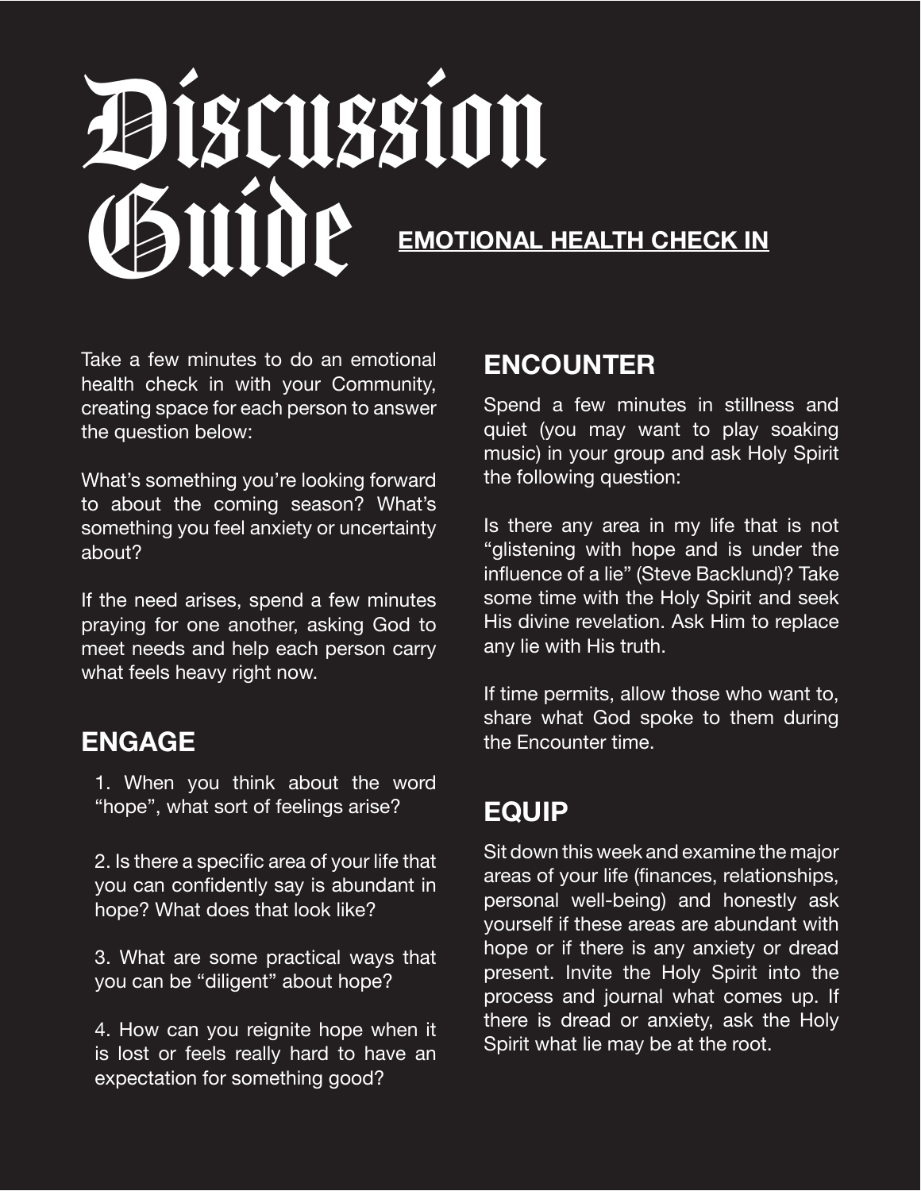# Discussion Guide

## EMOTIONAL HEALTH CHECK IN

Take a few minutes to do an emotional health check in with your Community, creating space for each person to answer the question below:

What's something you're looking forward to about the coming season? What's something you feel anxiety or uncertainty about?

If the need arises, spend a few minutes praying for one another, asking God to meet needs and help each person carry what feels heavy right now.

## ENGAGE

1. When you think about the word "hope", what sort of feelings arise?

2. Is there a specific area of your life that you can confidently say is abundant in hope? What does that look like?

3. What are some practical ways that you can be "diligent" about hope?

4. How can you reignite hope when it is lost or feels really hard to have an expectation for something good?

## ENCOUNTER

Spend a few minutes in stillness and quiet (you may want to play soaking music) in your group and ask Holy Spirit the following question:

Is there any area in my life that is not "glistening with hope and is under the influence of a lie" (Steve Backlund)? Take some time with the Holy Spirit and seek His divine revelation. Ask Him to replace any lie with His truth.

If time permits, allow those who want to, share what God spoke to them during the Encounter time.

## EQUIP

Sit down this week and examine the major areas of your life (finances, relationships, personal well-being) and honestly ask yourself if these areas are abundant with hope or if there is any anxiety or dread present. Invite the Holy Spirit into the process and journal what comes up. If there is dread or anxiety, ask the Holy Spirit what lie may be at the root.